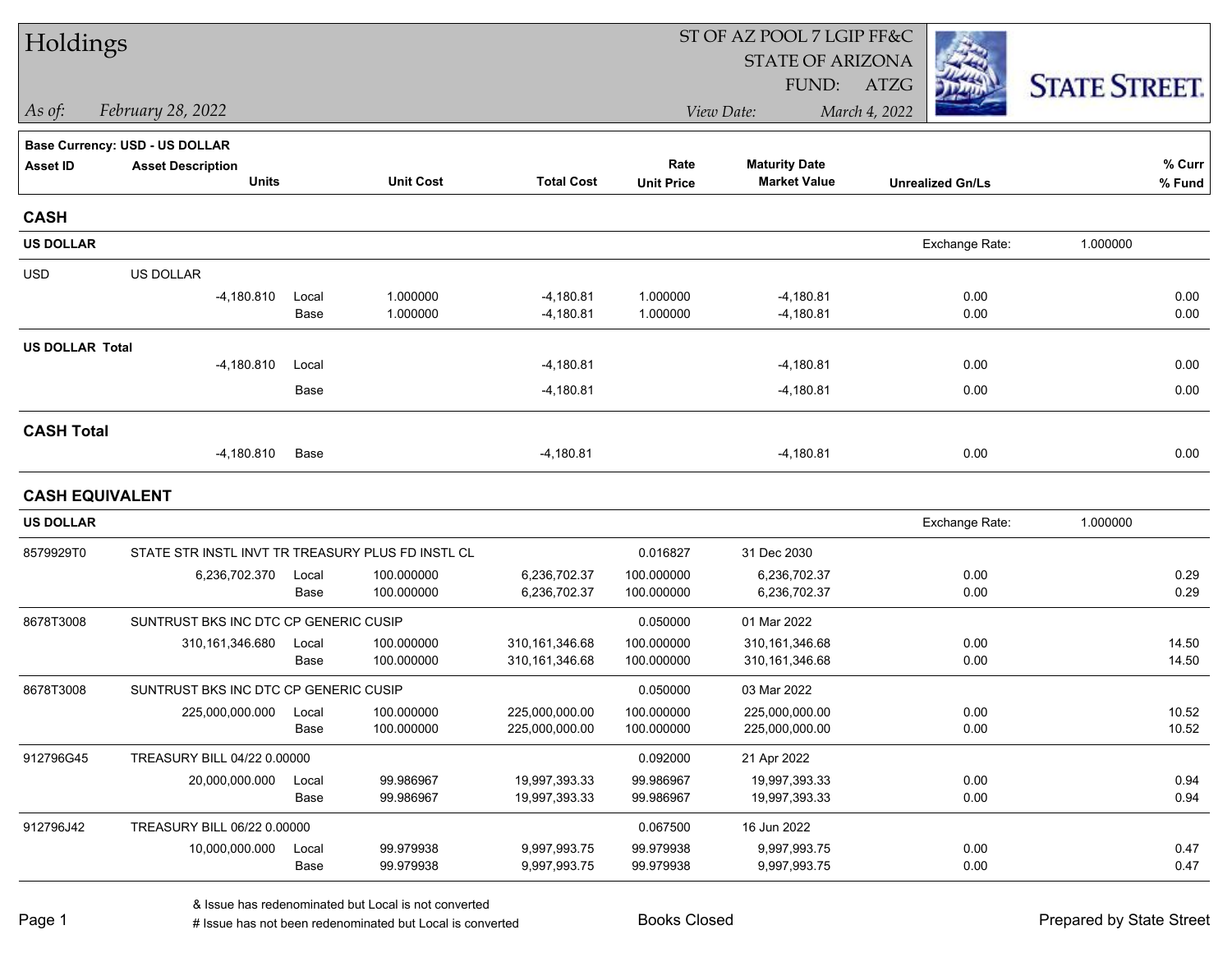# Holdings

*As of:* *February 28, 2022*

ST OF AZ POOL 7 LGIP FF&C
STATE OF ARIZONA
FUND: ATZG

*View Date:* *March 4, 2022*

STATE STREET

**Base Currency: USD - US DOLLAR**

| Asset ID | Asset Description / Units | | Unit Cost | Total Cost | Rate / Unit Price | Maturity Date / Market Value | Unrealized Gn/Ls | % Curr / % Fund |
|---|---|---|---|---|---|---|---|---|
| **CASH** | | | | | | | | |
| **US DOLLAR** | | | | | | | Exchange Rate: | 1.000000 |
| USD | US DOLLAR | | | | | | | |
| | -4,180.810 | Local | 1.000000 | -4,180.81 | 1.000000 | -4,180.81 | 0.00 | 0.00 |
| | | Base | 1.000000 | -4,180.81 | 1.000000 | -4,180.81 | 0.00 | 0.00 |
| **US DOLLAR Total** | | | | | | | | |
| | -4,180.810 | Local | | -4,180.81 | | -4,180.81 | 0.00 | 0.00 |
| | | Base | | -4,180.81 | | -4,180.81 | 0.00 | 0.00 |
| **CASH Total** | | | | | | | | |
| | -4,180.810 | Base | | -4,180.81 | | -4,180.81 | 0.00 | 0.00 |
| **CASH EQUIVALENT** | | | | | | | | |
| **US DOLLAR** | | | | | | | Exchange Rate: | 1.000000 |
| 8579929T0 | STATE STR INSTL INVT TR TREASURY PLUS FD INSTL CL | | | | 0.016827 | 31 Dec 2030 | | |
| | 6,236,702.370 | Local | 100.000000 | 6,236,702.37 | 100.000000 | 6,236,702.37 | 0.00 | 0.29 |
| | | Base | 100.000000 | 6,236,702.37 | 100.000000 | 6,236,702.37 | 0.00 | 0.29 |
| 8678T3008 | SUNTRUST BKS INC DTC CP GENERIC CUSIP | | | | 0.050000 | 01 Mar 2022 | | |
| | 310,161,346.680 | Local | 100.000000 | 310,161,346.68 | 100.000000 | 310,161,346.68 | 0.00 | 14.50 |
| | | Base | 100.000000 | 310,161,346.68 | 100.000000 | 310,161,346.68 | 0.00 | 14.50 |
| 8678T3008 | SUNTRUST BKS INC DTC CP GENERIC CUSIP | | | | 0.050000 | 03 Mar 2022 | | |
| | 225,000,000.000 | Local | 100.000000 | 225,000,000.00 | 100.000000 | 225,000,000.00 | 0.00 | 10.52 |
| | | Base | 100.000000 | 225,000,000.00 | 100.000000 | 225,000,000.00 | 0.00 | 10.52 |
| 912796G45 | TREASURY BILL 04/22 0.00000 | | | | 0.092000 | 21 Apr 2022 | | |
| | 20,000,000.000 | Local | 99.986967 | 19,997,393.33 | 99.986967 | 19,997,393.33 | 0.00 | 0.94 |
| | | Base | 99.986967 | 19,997,393.33 | 99.986967 | 19,997,393.33 | 0.00 | 0.94 |
| 912796J42 | TREASURY BILL 06/22 0.00000 | | | | 0.067500 | 16 Jun 2022 | | |
| | 10,000,000.000 | Local | 99.979938 | 9,997,993.75 | 99.979938 | 9,997,993.75 | 0.00 | 0.47 |
| | | Base | 99.979938 | 9,997,993.75 | 99.979938 | 9,997,993.75 | 0.00 | 0.47 |

& Issue has redenominated but Local is not converted
# Issue has not been redenominated but Local is converted

Books Closed

Prepared by State Street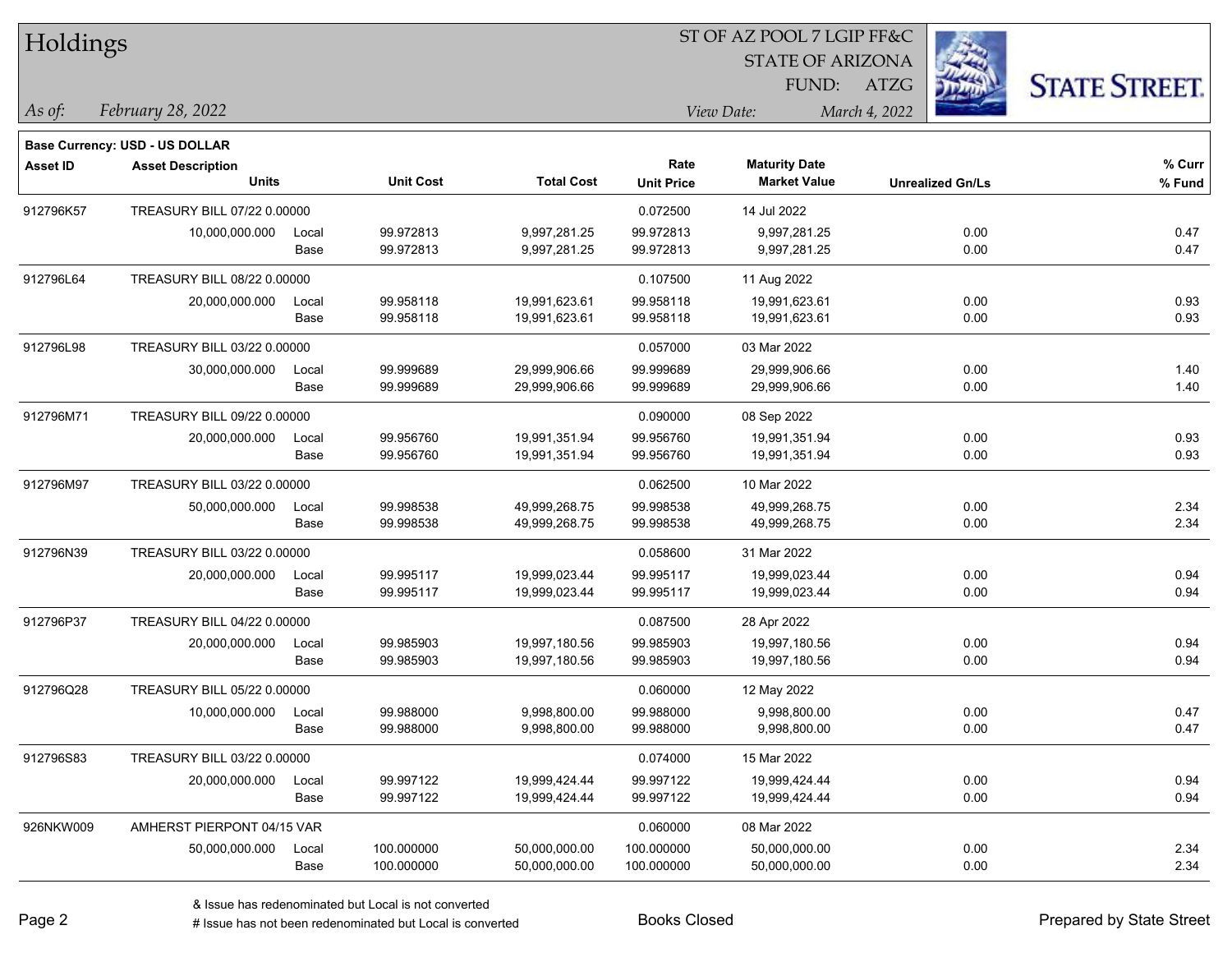**Base Currency: USD - US DOLLAR**

| Asset ID | Asset Description / Units | | Unit Cost | Total Cost | Rate / Unit Price | Maturity Date / Market Value | Unrealized Gn/Ls | % Curr / % Fund |
|---|---|---|---|---|---|---|---|---|
| 912796K57 | TREASURY BILL 07/22 0.00000 | | | | 0.072500 | 14 Jul 2022 | | |
| | 10,000,000.000 | Local | 99.972813 | 9,997,281.25 | 99.972813 | 9,997,281.25 | 0.00 | 0.47 |
| | | Base | 99.972813 | 9,997,281.25 | 99.972813 | 9,997,281.25 | 0.00 | 0.47 |
| 912796L64 | TREASURY BILL 08/22 0.00000 | | | | 0.107500 | 11 Aug 2022 | | |
| | 20,000,000.000 | Local | 99.958118 | 19,991,623.61 | 99.958118 | 19,991,623.61 | 0.00 | 0.93 |
| | | Base | 99.958118 | 19,991,623.61 | 99.958118 | 19,991,623.61 | 0.00 | 0.93 |
| 912796L98 | TREASURY BILL 03/22 0.00000 | | | | 0.057000 | 03 Mar 2022 | | |
| | 30,000,000.000 | Local | 99.999689 | 29,999,906.66 | 99.999689 | 29,999,906.66 | 0.00 | 1.40 |
| | | Base | 99.999689 | 29,999,906.66 | 99.999689 | 29,999,906.66 | 0.00 | 1.40 |
| 912796M71 | TREASURY BILL 09/22 0.00000 | | | | 0.090000 | 08 Sep 2022 | | |
| | 20,000,000.000 | Local | 99.956760 | 19,991,351.94 | 99.956760 | 19,991,351.94 | 0.00 | 0.93 |
| | | Base | 99.956760 | 19,991,351.94 | 99.956760 | 19,991,351.94 | 0.00 | 0.93 |
| 912796M97 | TREASURY BILL 03/22 0.00000 | | | | 0.062500 | 10 Mar 2022 | | |
| | 50,000,000.000 | Local | 99.998538 | 49,999,268.75 | 99.998538 | 49,999,268.75 | 0.00 | 2.34 |
| | | Base | 99.998538 | 49,999,268.75 | 99.998538 | 49,999,268.75 | 0.00 | 2.34 |
| 912796N39 | TREASURY BILL 03/22 0.00000 | | | | 0.058600 | 31 Mar 2022 | | |
| | 20,000,000.000 | Local | 99.995117 | 19,999,023.44 | 99.995117 | 19,999,023.44 | 0.00 | 0.94 |
| | | Base | 99.995117 | 19,999,023.44 | 99.995117 | 19,999,023.44 | 0.00 | 0.94 |
| 912796P37 | TREASURY BILL 04/22 0.00000 | | | | 0.087500 | 28 Apr 2022 | | |
| | 20,000,000.000 | Local | 99.985903 | 19,997,180.56 | 99.985903 | 19,997,180.56 | 0.00 | 0.94 |
| | | Base | 99.985903 | 19,997,180.56 | 99.985903 | 19,997,180.56 | 0.00 | 0.94 |
| 912796Q28 | TREASURY BILL 05/22 0.00000 | | | | 0.060000 | 12 May 2022 | | |
| | 10,000,000.000 | Local | 99.988000 | 9,998,800.00 | 99.988000 | 9,998,800.00 | 0.00 | 0.47 |
| | | Base | 99.988000 | 9,998,800.00 | 99.988000 | 9,998,800.00 | 0.00 | 0.47 |
| 912796S83 | TREASURY BILL 03/22 0.00000 | | | | 0.074000 | 15 Mar 2022 | | |
| | 20,000,000.000 | Local | 99.997122 | 19,999,424.44 | 99.997122 | 19,999,424.44 | 0.00 | 0.94 |
| | | Base | 99.997122 | 19,999,424.44 | 99.997122 | 19,999,424.44 | 0.00 | 0.94 |
| 926NKW009 | AMHERST PIERPONT 04/15 VAR | | | | 0.060000 | 08 Mar 2022 | | |
| | 50,000,000.000 | Local | 100.000000 | 50,000,000.00 | 100.000000 | 50,000,000.00 | 0.00 | 2.34 |
| | | Base | 100.000000 | 50,000,000.00 | 100.000000 | 50,000,000.00 | 0.00 | 2.34 |

& Issue has redenominated but Local is not converted

# Issue has not been redenominated but Local is converted

Books Closed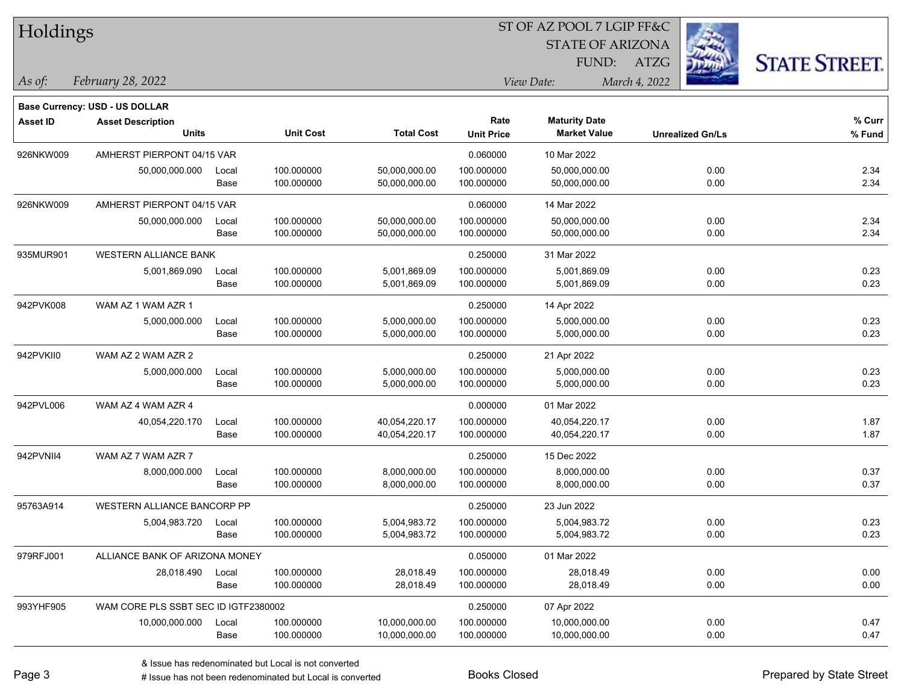# Holdings

ST OF AZ POOL 7 LGIP FF&C
STATE OF ARIZONA
FUND: ATZG

*As of:* *February 28, 2022*

*View Date:* *March 4, 2022*

**Base Currency: USD - US DOLLAR**

| Asset ID | Asset Description / Units | | Unit Cost | Total Cost | Rate / Unit Price | Maturity Date / Market Value | Unrealized Gn/Ls | % Curr / % Fund |
|---|---|---|---|---|---|---|---|---|
| 926NKW009 | AMHERST PIERPONT 04/15 VAR | | | | 0.060000 | 10 Mar 2022 | | |
| | 50,000,000.000 | Local | 100.000000 | 50,000,000.00 | 100.000000 | 50,000,000.00 | 0.00 | 2.34 |
| | | Base | 100.000000 | 50,000,000.00 | 100.000000 | 50,000,000.00 | 0.00 | 2.34 |
| 926NKW009 | AMHERST PIERPONT 04/15 VAR | | | | 0.060000 | 14 Mar 2022 | | |
| | 50,000,000.000 | Local | 100.000000 | 50,000,000.00 | 100.000000 | 50,000,000.00 | 0.00 | 2.34 |
| | | Base | 100.000000 | 50,000,000.00 | 100.000000 | 50,000,000.00 | 0.00 | 2.34 |
| 935MUR901 | WESTERN ALLIANCE BANK | | | | 0.250000 | 31 Mar 2022 | | |
| | 5,001,869.090 | Local | 100.000000 | 5,001,869.09 | 100.000000 | 5,001,869.09 | 0.00 | 0.23 |
| | | Base | 100.000000 | 5,001,869.09 | 100.000000 | 5,001,869.09 | 0.00 | 0.23 |
| 942PVK008 | WAM AZ 1 WAM AZR 1 | | | | 0.250000 | 14 Apr 2022 | | |
| | 5,000,000.000 | Local | 100.000000 | 5,000,000.00 | 100.000000 | 5,000,000.00 | 0.00 | 0.23 |
| | | Base | 100.000000 | 5,000,000.00 | 100.000000 | 5,000,000.00 | 0.00 | 0.23 |
| 942PVKII0 | WAM AZ 2 WAM AZR 2 | | | | 0.250000 | 21 Apr 2022 | | |
| | 5,000,000.000 | Local | 100.000000 | 5,000,000.00 | 100.000000 | 5,000,000.00 | 0.00 | 0.23 |
| | | Base | 100.000000 | 5,000,000.00 | 100.000000 | 5,000,000.00 | 0.00 | 0.23 |
| 942PVL006 | WAM AZ 4 WAM AZR 4 | | | | 0.000000 | 01 Mar 2022 | | |
| | 40,054,220.170 | Local | 100.000000 | 40,054,220.17 | 100.000000 | 40,054,220.17 | 0.00 | 1.87 |
| | | Base | 100.000000 | 40,054,220.17 | 100.000000 | 40,054,220.17 | 0.00 | 1.87 |
| 942PVNII4 | WAM AZ 7 WAM AZR 7 | | | | 0.250000 | 15 Dec 2022 | | |
| | 8,000,000.000 | Local | 100.000000 | 8,000,000.00 | 100.000000 | 8,000,000.00 | 0.00 | 0.37 |
| | | Base | 100.000000 | 8,000,000.00 | 100.000000 | 8,000,000.00 | 0.00 | 0.37 |
| 95763A914 | WESTERN ALLIANCE BANCORP PP | | | | 0.250000 | 23 Jun 2022 | | |
| | 5,004,983.720 | Local | 100.000000 | 5,004,983.72 | 100.000000 | 5,004,983.72 | 0.00 | 0.23 |
| | | Base | 100.000000 | 5,004,983.72 | 100.000000 | 5,004,983.72 | 0.00 | 0.23 |
| 979RFJ001 | ALLIANCE BANK OF ARIZONA MONEY | | | | 0.050000 | 01 Mar 2022 | | |
| | 28,018.490 | Local | 100.000000 | 28,018.49 | 100.000000 | 28,018.49 | 0.00 | 0.00 |
| | | Base | 100.000000 | 28,018.49 | 100.000000 | 28,018.49 | 0.00 | 0.00 |
| 993YHF905 | WAM CORE PLS SSBT SEC ID IGTF2380002 | | | | 0.250000 | 07 Apr 2022 | | |
| | 10,000,000.000 | Local | 100.000000 | 10,000,000.00 | 100.000000 | 10,000,000.00 | 0.00 | 0.47 |
| | | Base | 100.000000 | 10,000,000.00 | 100.000000 | 10,000,000.00 | 0.00 | 0.47 |

& Issue has redenominated but Local is not converted
# Issue has not been redenominated but Local is converted

Books Closed

Prepared by State Street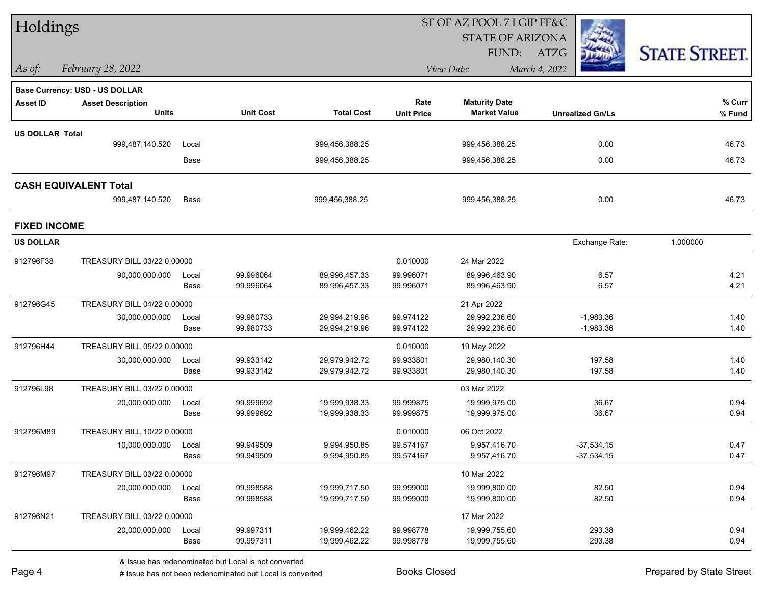# Holdings

ST OF AZ POOL 7 LGIP FF&C
STATE OF ARIZONA
FUND: ATZG

*As of:* *February 28, 2022*

*View Date:* *March 4, 2022*

**Base Currency: USD - US DOLLAR**

| Asset ID | Asset Description / Units | | Unit Cost | Total Cost | Rate / Unit Price | Maturity Date / Market Value | Unrealized Gn/Ls | % Curr / % Fund |
|---|---|---|---|---|---|---|---|---|
| **US DOLLAR Total** | | | | | | | | |
| | 999,487,140.520 | Local | | 999,456,388.25 | | 999,456,388.25 | 0.00 | 46.73 |
| | | Base | | 999,456,388.25 | | 999,456,388.25 | 0.00 | 46.73 |
| **CASH EQUIVALENT Total** | | | | | | | | |
| | 999,487,140.520 | Base | | 999,456,388.25 | | 999,456,388.25 | 0.00 | 46.73 |

## FIXED INCOME

**US DOLLAR** — Exchange Rate: 1.000000

| Asset ID | Asset Description / Units | | Unit Cost | Total Cost | Rate / Unit Price | Maturity Date / Market Value | Unrealized Gn/Ls | % Curr / % Fund |
|---|---|---|---|---|---|---|---|---|
| 912796F38 | TREASURY BILL 03/22 0.00000 | | | | 0.010000 | 24 Mar 2022 | | |
| | 90,000,000.000 | Local | 99.996064 | 89,996,457.33 | 99.996071 | 89,996,463.90 | 6.57 | 4.21 |
| | | Base | 99.996064 | 89,996,457.33 | 99.996071 | 89,996,463.90 | 6.57 | 4.21 |
| 912796G45 | TREASURY BILL 04/22 0.00000 | | | | | 21 Apr 2022 | | |
| | 30,000,000.000 | Local | 99.980733 | 29,994,219.96 | 99.974122 | 29,992,236.60 | -1,983.36 | 1.40 |
| | | Base | 99.980733 | 29,994,219.96 | 99.974122 | 29,992,236.60 | -1,983.36 | 1.40 |
| 912796H44 | TREASURY BILL 05/22 0.00000 | | | | 0.010000 | 19 May 2022 | | |
| | 30,000,000.000 | Local | 99.933142 | 29,979,942.72 | 99.933801 | 29,980,140.30 | 197.58 | 1.40 |
| | | Base | 99.933142 | 29,979,942.72 | 99.933801 | 29,980,140.30 | 197.58 | 1.40 |
| 912796L98 | TREASURY BILL 03/22 0.00000 | | | | | 03 Mar 2022 | | |
| | 20,000,000.000 | Local | 99.999692 | 19,999,938.33 | 99.999875 | 19,999,975.00 | 36.67 | 0.94 |
| | | Base | 99.999692 | 19,999,938.33 | 99.999875 | 19,999,975.00 | 36.67 | 0.94 |
| 912796M89 | TREASURY BILL 10/22 0.00000 | | | | 0.010000 | 06 Oct 2022 | | |
| | 10,000,000.000 | Local | 99.949509 | 9,994,950.85 | 99.574167 | 9,957,416.70 | -37,534.15 | 0.47 |
| | | Base | 99.949509 | 9,994,950.85 | 99.574167 | 9,957,416.70 | -37,534.15 | 0.47 |
| 912796M97 | TREASURY BILL 03/22 0.00000 | | | | | 10 Mar 2022 | | |
| | 20,000,000.000 | Local | 99.998588 | 19,999,717.50 | 99.999000 | 19,999,800.00 | 82.50 | 0.94 |
| | | Base | 99.998588 | 19,999,717.50 | 99.999000 | 19,999,800.00 | 82.50 | 0.94 |
| 912796N21 | TREASURY BILL 03/22 0.00000 | | | | | 17 Mar 2022 | | |
| | 20,000,000.000 | Local | 99.997311 | 19,999,462.22 | 99.998778 | 19,999,755.60 | 293.38 | 0.94 |
| | | Base | 99.997311 | 19,999,462.22 | 99.998778 | 19,999,755.60 | 293.38 | 0.94 |

& Issue has redenominated but Local is not converted
# Issue has not been redenominated but Local is converted

Books Closed

Prepared by State Street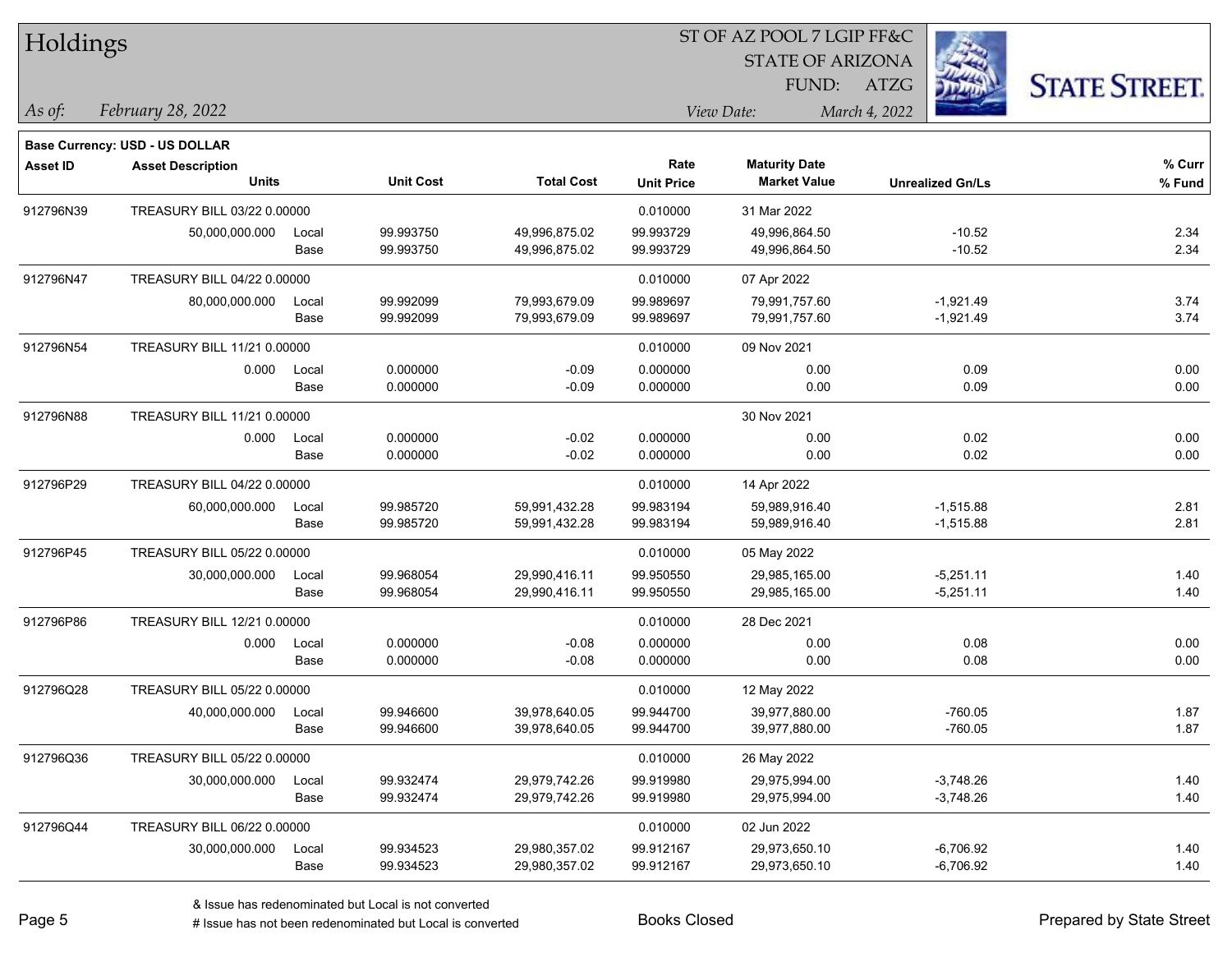# Holdings

ST OF AZ POOL 7 LGIP FF&C
STATE OF ARIZONA
FUND: ATZG

*As of:* *February 28, 2022*

*View Date:* *March 4, 2022*

**Base Currency: USD - US DOLLAR**

| Asset ID | Asset Description / Units | | Unit Cost | Total Cost | Rate / Unit Price | Maturity Date / Market Value | Unrealized Gn/Ls | % Curr / % Fund |
|---|---|---|---|---|---|---|---|---|
| 912796N39 | TREASURY BILL 03/22 0.00000 | | | | 0.010000 | 31 Mar 2022 | | |
| | 50,000,000.000 | Local | 99.993750 | 49,996,875.02 | 99.993729 | 49,996,864.50 | -10.52 | 2.34 |
| | | Base | 99.993750 | 49,996,875.02 | 99.993729 | 49,996,864.50 | -10.52 | 2.34 |
| 912796N47 | TREASURY BILL 04/22 0.00000 | | | | 0.010000 | 07 Apr 2022 | | |
| | 80,000,000.000 | Local | 99.992099 | 79,993,679.09 | 99.989697 | 79,991,757.60 | -1,921.49 | 3.74 |
| | | Base | 99.992099 | 79,993,679.09 | 99.989697 | 79,991,757.60 | -1,921.49 | 3.74 |
| 912796N54 | TREASURY BILL 11/21 0.00000 | | | | 0.010000 | 09 Nov 2021 | | |
| | 0.000 | Local | 0.000000 | -0.09 | 0.000000 | 0.00 | 0.09 | 0.00 |
| | | Base | 0.000000 | -0.09 | 0.000000 | 0.00 | 0.09 | 0.00 |
| 912796N88 | TREASURY BILL 11/21 0.00000 | | | | | 30 Nov 2021 | | |
| | 0.000 | Local | 0.000000 | -0.02 | 0.000000 | 0.00 | 0.02 | 0.00 |
| | | Base | 0.000000 | -0.02 | 0.000000 | 0.00 | 0.02 | 0.00 |
| 912796P29 | TREASURY BILL 04/22 0.00000 | | | | 0.010000 | 14 Apr 2022 | | |
| | 60,000,000.000 | Local | 99.985720 | 59,991,432.28 | 99.983194 | 59,989,916.40 | -1,515.88 | 2.81 |
| | | Base | 99.985720 | 59,991,432.28 | 99.983194 | 59,989,916.40 | -1,515.88 | 2.81 |
| 912796P45 | TREASURY BILL 05/22 0.00000 | | | | 0.010000 | 05 May 2022 | | |
| | 30,000,000.000 | Local | 99.968054 | 29,990,416.11 | 99.950550 | 29,985,165.00 | -5,251.11 | 1.40 |
| | | Base | 99.968054 | 29,990,416.11 | 99.950550 | 29,985,165.00 | -5,251.11 | 1.40 |
| 912796P86 | TREASURY BILL 12/21 0.00000 | | | | 0.010000 | 28 Dec 2021 | | |
| | 0.000 | Local | 0.000000 | -0.08 | 0.000000 | 0.00 | 0.08 | 0.00 |
| | | Base | 0.000000 | -0.08 | 0.000000 | 0.00 | 0.08 | 0.00 |
| 912796Q28 | TREASURY BILL 05/22 0.00000 | | | | 0.010000 | 12 May 2022 | | |
| | 40,000,000.000 | Local | 99.946600 | 39,978,640.05 | 99.944700 | 39,977,880.00 | -760.05 | 1.87 |
| | | Base | 99.946600 | 39,978,640.05 | 99.944700 | 39,977,880.00 | -760.05 | 1.87 |
| 912796Q36 | TREASURY BILL 05/22 0.00000 | | | | 0.010000 | 26 May 2022 | | |
| | 30,000,000.000 | Local | 99.932474 | 29,979,742.26 | 99.919980 | 29,975,994.00 | -3,748.26 | 1.40 |
| | | Base | 99.932474 | 29,979,742.26 | 99.919980 | 29,975,994.00 | -3,748.26 | 1.40 |
| 912796Q44 | TREASURY BILL 06/22 0.00000 | | | | 0.010000 | 02 Jun 2022 | | |
| | 30,000,000.000 | Local | 99.934523 | 29,980,357.02 | 99.912167 | 29,973,650.10 | -6,706.92 | 1.40 |
| | | Base | 99.934523 | 29,980,357.02 | 99.912167 | 29,973,650.10 | -6,706.92 | 1.40 |

& Issue has redenominated but Local is not converted
# Issue has not been redenominated but Local is converted

Books Closed

Prepared by State Street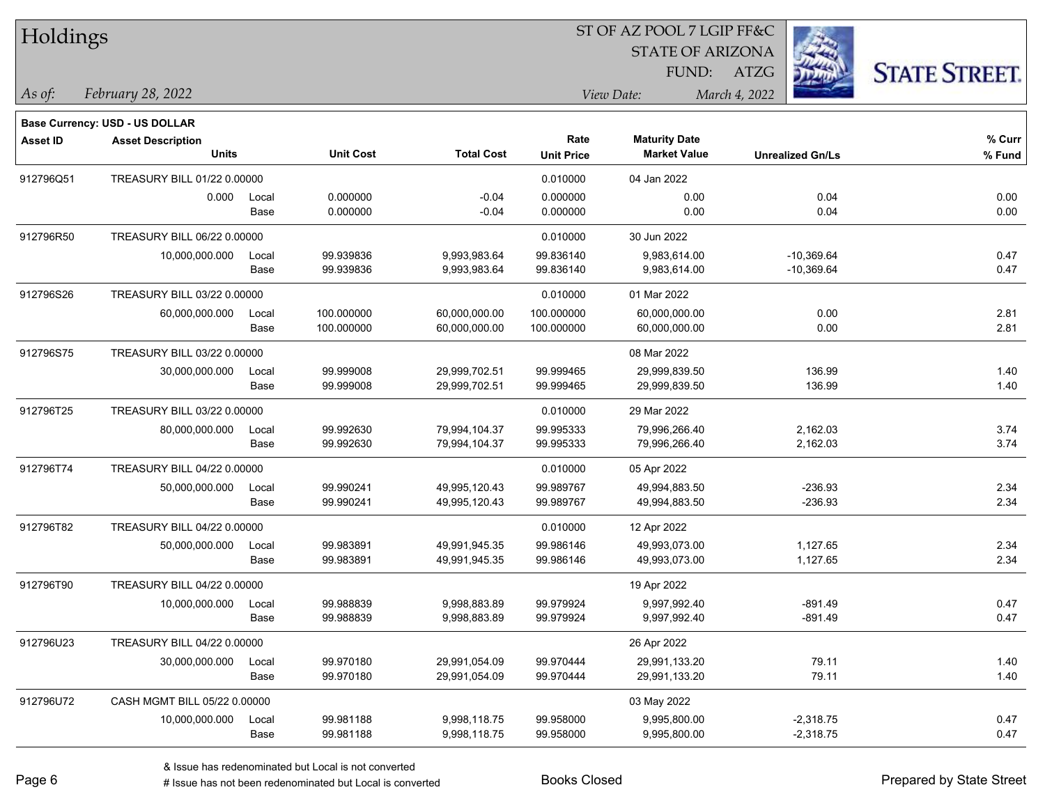# Holdings

ST OF AZ POOL 7 LGIP FF&C
STATE OF ARIZONA
FUND: ATZG

*As of: February 28, 2022*
*View Date: March 4, 2022*

**Base Currency: USD - US DOLLAR**

| Asset ID | Asset Description / Units | | Unit Cost | Total Cost | Rate / Unit Price | Maturity Date / Market Value | Unrealized Gn/Ls | % Curr / % Fund |
|---|---|---|---|---|---|---|---|---|
| 912796Q51 | TREASURY BILL 01/22 0.00000 | | | | 0.010000 | 04 Jan 2022 | | |
| | 0.000 | Local | 0.000000 | -0.04 | 0.000000 | 0.00 | 0.04 | 0.00 |
| | | Base | 0.000000 | -0.04 | 0.000000 | 0.00 | 0.04 | 0.00 |
| 912796R50 | TREASURY BILL 06/22 0.00000 | | | | 0.010000 | 30 Jun 2022 | | |
| | 10,000,000.000 | Local | 99.939836 | 9,993,983.64 | 99.836140 | 9,983,614.00 | -10,369.64 | 0.47 |
| | | Base | 99.939836 | 9,993,983.64 | 99.836140 | 9,983,614.00 | -10,369.64 | 0.47 |
| 912796S26 | TREASURY BILL 03/22 0.00000 | | | | 0.010000 | 01 Mar 2022 | | |
| | 60,000,000.000 | Local | 100.000000 | 60,000,000.00 | 100.000000 | 60,000,000.00 | 0.00 | 2.81 |
| | | Base | 100.000000 | 60,000,000.00 | 100.000000 | 60,000,000.00 | 0.00 | 2.81 |
| 912796S75 | TREASURY BILL 03/22 0.00000 | | | | | 08 Mar 2022 | | |
| | 30,000,000.000 | Local | 99.999008 | 29,999,702.51 | 99.999465 | 29,999,839.50 | 136.99 | 1.40 |
| | | Base | 99.999008 | 29,999,702.51 | 99.999465 | 29,999,839.50 | 136.99 | 1.40 |
| 912796T25 | TREASURY BILL 03/22 0.00000 | | | | 0.010000 | 29 Mar 2022 | | |
| | 80,000,000.000 | Local | 99.992630 | 79,994,104.37 | 99.995333 | 79,996,266.40 | 2,162.03 | 3.74 |
| | | Base | 99.992630 | 79,994,104.37 | 99.995333 | 79,996,266.40 | 2,162.03 | 3.74 |
| 912796T74 | TREASURY BILL 04/22 0.00000 | | | | 0.010000 | 05 Apr 2022 | | |
| | 50,000,000.000 | Local | 99.990241 | 49,995,120.43 | 99.989767 | 49,994,883.50 | -236.93 | 2.34 |
| | | Base | 99.990241 | 49,995,120.43 | 99.989767 | 49,994,883.50 | -236.93 | 2.34 |
| 912796T82 | TREASURY BILL 04/22 0.00000 | | | | 0.010000 | 12 Apr 2022 | | |
| | 50,000,000.000 | Local | 99.983891 | 49,991,945.35 | 99.986146 | 49,993,073.00 | 1,127.65 | 2.34 |
| | | Base | 99.983891 | 49,991,945.35 | 99.986146 | 49,993,073.00 | 1,127.65 | 2.34 |
| 912796T90 | TREASURY BILL 04/22 0.00000 | | | | | 19 Apr 2022 | | |
| | 10,000,000.000 | Local | 99.988839 | 9,998,883.89 | 99.979924 | 9,997,992.40 | -891.49 | 0.47 |
| | | Base | 99.988839 | 9,998,883.89 | 99.979924 | 9,997,992.40 | -891.49 | 0.47 |
| 912796U23 | TREASURY BILL 04/22 0.00000 | | | | | 26 Apr 2022 | | |
| | 30,000,000.000 | Local | 99.970180 | 29,991,054.09 | 99.970444 | 29,991,133.20 | 79.11 | 1.40 |
| | | Base | 99.970180 | 29,991,054.09 | 99.970444 | 29,991,133.20 | 79.11 | 1.40 |
| 912796U72 | CASH MGMT BILL 05/22 0.00000 | | | | | 03 May 2022 | | |
| | 10,000,000.000 | Local | 99.981188 | 9,998,118.75 | 99.958000 | 9,995,800.00 | -2,318.75 | 0.47 |
| | | Base | 99.981188 | 9,998,118.75 | 99.958000 | 9,995,800.00 | -2,318.75 | 0.47 |

& Issue has redenominated but Local is not converted
# Issue has not been redenominated but Local is converted

Books Closed

Prepared by State Street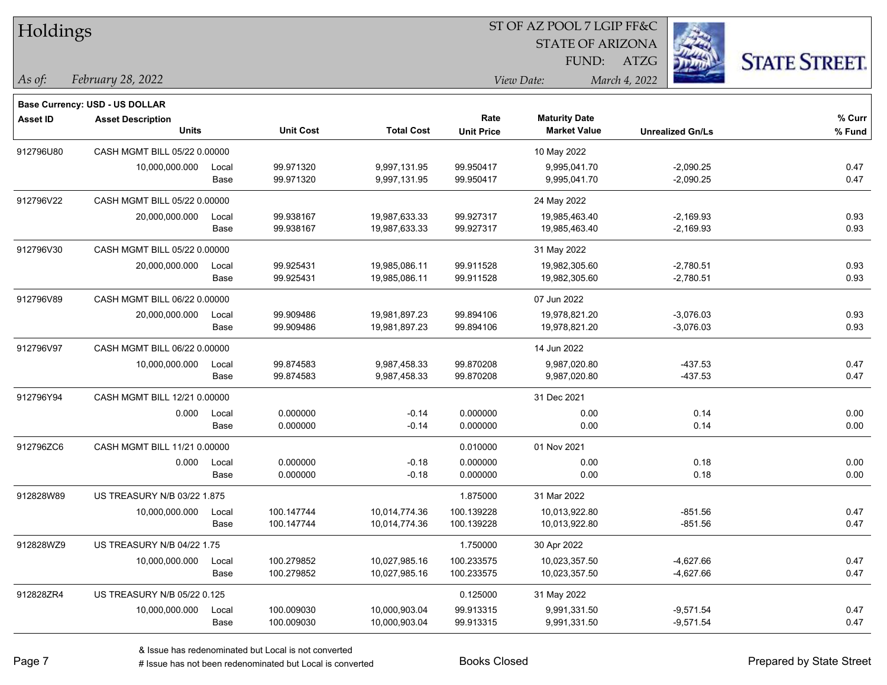# Holdings

ST OF AZ POOL 7 LGIP FF&C
STATE OF ARIZONA
FUND: ATZG

*As of:* *February 28, 2022*
*View Date:* *March 4, 2022*

**Base Currency: USD - US DOLLAR**

| Asset ID | Asset Description / Units | | Unit Cost | Total Cost | Rate / Unit Price | Maturity Date / Market Value | Unrealized Gn/Ls | % Curr / % Fund |
|---|---|---|---|---|---|---|---|---|
| 912796U80 | CASH MGMT BILL 05/22 0.00000 | | | | | 10 May 2022 | | |
| | 10,000,000.000 | Local | 99.971320 | 9,997,131.95 | 99.950417 | 9,995,041.70 | -2,090.25 | 0.47 |
| | | Base | 99.971320 | 9,997,131.95 | 99.950417 | 9,995,041.70 | -2,090.25 | 0.47 |
| 912796V22 | CASH MGMT BILL 05/22 0.00000 | | | | | 24 May 2022 | | |
| | 20,000,000.000 | Local | 99.938167 | 19,987,633.33 | 99.927317 | 19,985,463.40 | -2,169.93 | 0.93 |
| | | Base | 99.938167 | 19,987,633.33 | 99.927317 | 19,985,463.40 | -2,169.93 | 0.93 |
| 912796V30 | CASH MGMT BILL 05/22 0.00000 | | | | | 31 May 2022 | | |
| | 20,000,000.000 | Local | 99.925431 | 19,985,086.11 | 99.911528 | 19,982,305.60 | -2,780.51 | 0.93 |
| | | Base | 99.925431 | 19,985,086.11 | 99.911528 | 19,982,305.60 | -2,780.51 | 0.93 |
| 912796V89 | CASH MGMT BILL 06/22 0.00000 | | | | | 07 Jun 2022 | | |
| | 20,000,000.000 | Local | 99.909486 | 19,981,897.23 | 99.894106 | 19,978,821.20 | -3,076.03 | 0.93 |
| | | Base | 99.909486 | 19,981,897.23 | 99.894106 | 19,978,821.20 | -3,076.03 | 0.93 |
| 912796V97 | CASH MGMT BILL 06/22 0.00000 | | | | | 14 Jun 2022 | | |
| | 10,000,000.000 | Local | 99.874583 | 9,987,458.33 | 99.870208 | 9,987,020.80 | -437.53 | 0.47 |
| | | Base | 99.874583 | 9,987,458.33 | 99.870208 | 9,987,020.80 | -437.53 | 0.47 |
| 912796Y94 | CASH MGMT BILL 12/21 0.00000 | | | | | 31 Dec 2021 | | |
| | 0.000 | Local | 0.000000 | -0.14 | 0.000000 | 0.00 | 0.14 | 0.00 |
| | | Base | 0.000000 | -0.14 | 0.000000 | 0.00 | 0.14 | 0.00 |
| 912796ZC6 | CASH MGMT BILL 11/21 0.00000 | | | | 0.010000 | 01 Nov 2021 | | |
| | 0.000 | Local | 0.000000 | -0.18 | 0.000000 | 0.00 | 0.18 | 0.00 |
| | | Base | 0.000000 | -0.18 | 0.000000 | 0.00 | 0.18 | 0.00 |
| 912828W89 | US TREASURY N/B 03/22 1.875 | | | | 1.875000 | 31 Mar 2022 | | |
| | 10,000,000.000 | Local | 100.147744 | 10,014,774.36 | 100.139228 | 10,013,922.80 | -851.56 | 0.47 |
| | | Base | 100.147744 | 10,014,774.36 | 100.139228 | 10,013,922.80 | -851.56 | 0.47 |
| 912828WZ9 | US TREASURY N/B 04/22 1.75 | | | | 1.750000 | 30 Apr 2022 | | |
| | 10,000,000.000 | Local | 100.279852 | 10,027,985.16 | 100.233575 | 10,023,357.50 | -4,627.66 | 0.47 |
| | | Base | 100.279852 | 10,027,985.16 | 100.233575 | 10,023,357.50 | -4,627.66 | 0.47 |
| 912828ZR4 | US TREASURY N/B 05/22 0.125 | | | | 0.125000 | 31 May 2022 | | |
| | 10,000,000.000 | Local | 100.009030 | 10,000,903.04 | 99.913315 | 9,991,331.50 | -9,571.54 | 0.47 |
| | | Base | 100.009030 | 10,000,903.04 | 99.913315 | 9,991,331.50 | -9,571.54 | 0.47 |

& Issue has redenominated but Local is not converted
# Issue has not been redenominated but Local is converted

Books Closed

Prepared by State Street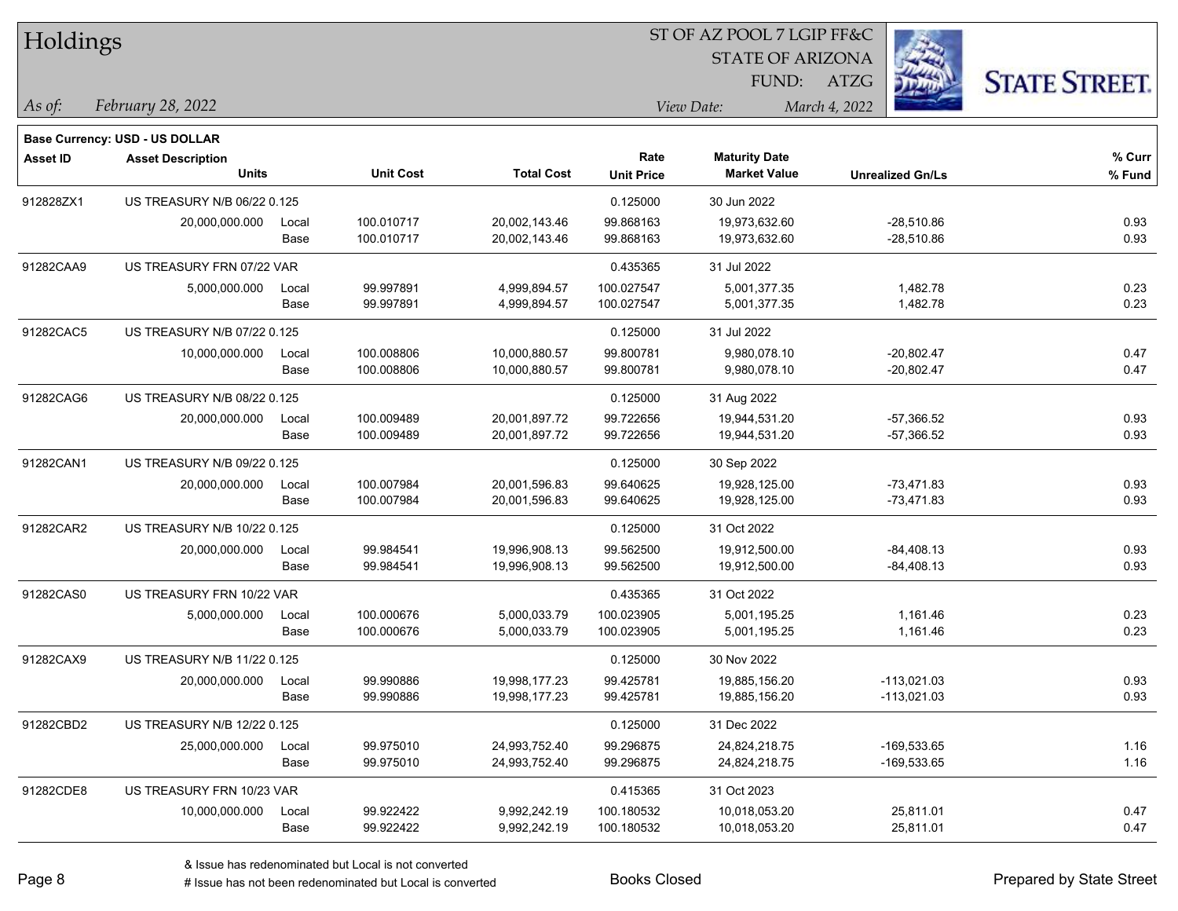# Holdings

ST OF AZ POOL 7 LGIP FF&C
STATE OF ARIZONA
FUND: ATZG

*As of:* *February 28, 2022*
*View Date:* *March 4, 2022*

**Base Currency: USD - US DOLLAR**

| Asset ID | Asset Description / Units | | Unit Cost | Total Cost | Rate / Unit Price | Maturity Date / Market Value | Unrealized Gn/Ls | % Curr / % Fund |
|---|---|---|---|---|---|---|---|---|
| 912828ZX1 | US TREASURY N/B 06/22 0.125 | | | | 0.125000 | 30 Jun 2022 | | |
| | 20,000,000.000 | Local | 100.010717 | 20,002,143.46 | 99.868163 | 19,973,632.60 | -28,510.86 | 0.93 |
| | | Base | 100.010717 | 20,002,143.46 | 99.868163 | 19,973,632.60 | -28,510.86 | 0.93 |
| 91282CAA9 | US TREASURY FRN 07/22 VAR | | | | 0.435365 | 31 Jul 2022 | | |
| | 5,000,000.000 | Local | 99.997891 | 4,999,894.57 | 100.027547 | 5,001,377.35 | 1,482.78 | 0.23 |
| | | Base | 99.997891 | 4,999,894.57 | 100.027547 | 5,001,377.35 | 1,482.78 | 0.23 |
| 91282CAC5 | US TREASURY N/B 07/22 0.125 | | | | 0.125000 | 31 Jul 2022 | | |
| | 10,000,000.000 | Local | 100.008806 | 10,000,880.57 | 99.800781 | 9,980,078.10 | -20,802.47 | 0.47 |
| | | Base | 100.008806 | 10,000,880.57 | 99.800781 | 9,980,078.10 | -20,802.47 | 0.47 |
| 91282CAG6 | US TREASURY N/B 08/22 0.125 | | | | 0.125000 | 31 Aug 2022 | | |
| | 20,000,000.000 | Local | 100.009489 | 20,001,897.72 | 99.722656 | 19,944,531.20 | -57,366.52 | 0.93 |
| | | Base | 100.009489 | 20,001,897.72 | 99.722656 | 19,944,531.20 | -57,366.52 | 0.93 |
| 91282CAN1 | US TREASURY N/B 09/22 0.125 | | | | 0.125000 | 30 Sep 2022 | | |
| | 20,000,000.000 | Local | 100.007984 | 20,001,596.83 | 99.640625 | 19,928,125.00 | -73,471.83 | 0.93 |
| | | Base | 100.007984 | 20,001,596.83 | 99.640625 | 19,928,125.00 | -73,471.83 | 0.93 |
| 91282CAR2 | US TREASURY N/B 10/22 0.125 | | | | 0.125000 | 31 Oct 2022 | | |
| | 20,000,000.000 | Local | 99.984541 | 19,996,908.13 | 99.562500 | 19,912,500.00 | -84,408.13 | 0.93 |
| | | Base | 99.984541 | 19,996,908.13 | 99.562500 | 19,912,500.00 | -84,408.13 | 0.93 |
| 91282CAS0 | US TREASURY FRN 10/22 VAR | | | | 0.435365 | 31 Oct 2022 | | |
| | 5,000,000.000 | Local | 100.000676 | 5,000,033.79 | 100.023905 | 5,001,195.25 | 1,161.46 | 0.23 |
| | | Base | 100.000676 | 5,000,033.79 | 100.023905 | 5,001,195.25 | 1,161.46 | 0.23 |
| 91282CAX9 | US TREASURY N/B 11/22 0.125 | | | | 0.125000 | 30 Nov 2022 | | |
| | 20,000,000.000 | Local | 99.990886 | 19,998,177.23 | 99.425781 | 19,885,156.20 | -113,021.03 | 0.93 |
| | | Base | 99.990886 | 19,998,177.23 | 99.425781 | 19,885,156.20 | -113,021.03 | 0.93 |
| 91282CBD2 | US TREASURY N/B 12/22 0.125 | | | | 0.125000 | 31 Dec 2022 | | |
| | 25,000,000.000 | Local | 99.975010 | 24,993,752.40 | 99.296875 | 24,824,218.75 | -169,533.65 | 1.16 |
| | | Base | 99.975010 | 24,993,752.40 | 99.296875 | 24,824,218.75 | -169,533.65 | 1.16 |
| 91282CDE8 | US TREASURY FRN 10/23 VAR | | | | 0.415365 | 31 Oct 2023 | | |
| | 10,000,000.000 | Local | 99.922422 | 9,992,242.19 | 100.180532 | 10,018,053.20 | 25,811.01 | 0.47 |
| | | Base | 99.922422 | 9,992,242.19 | 100.180532 | 10,018,053.20 | 25,811.01 | 0.47 |

& Issue has redenominated but Local is not converted
# Issue has not been redenominated but Local is converted

Books Closed

Prepared by State Street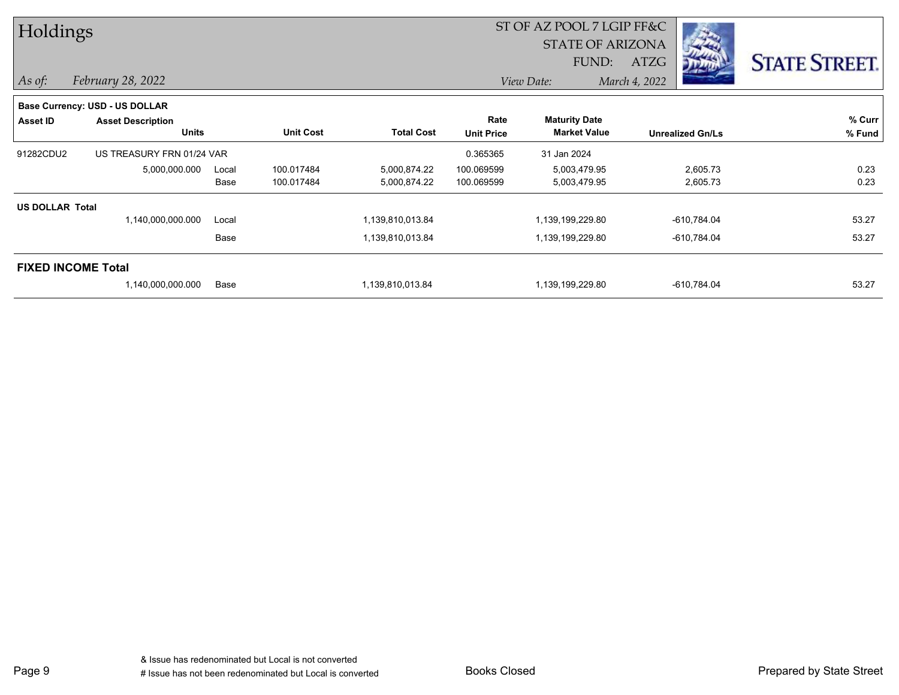# Holdings

ST OF AZ POOL 7 LGIP FF&C
STATE OF ARIZONA
FUND: ATZG

*As of:* *February 28, 2022*

*View Date:* *March 4, 2022*

**Base Currency: USD - US DOLLAR**

| Asset ID | Asset Description / Units | | Unit Cost | Total Cost | Rate / Unit Price | Maturity Date / Market Value | Unrealized Gn/Ls | % Curr / % Fund |
|---|---|---|---|---|---|---|---|---|
| 91282CDU2 | US TREASURY FRN 01/24 VAR | | | | 0.365365 | 31 Jan 2024 | | |
| | 5,000,000.000 | Local | 100.017484 | 5,000,874.22 | 100.069599 | 5,003,479.95 | 2,605.73 | 0.23 |
| | | Base | 100.017484 | 5,000,874.22 | 100.069599 | 5,003,479.95 | 2,605.73 | 0.23 |
| **US DOLLAR Total** | | | | | | | | |
| | 1,140,000,000.000 | Local | | 1,139,810,013.84 | | 1,139,199,229.80 | -610,784.04 | 53.27 |
| | | Base | | 1,139,810,013.84 | | 1,139,199,229.80 | -610,784.04 | 53.27 |
| **FIXED INCOME Total** | | | | | | | | |
| | 1,140,000,000.000 | Base | | 1,139,810,013.84 | | 1,139,199,229.80 | -610,784.04 | 53.27 |

& Issue has redenominated but Local is not converted
# Issue has not been redenominated but Local is converted

Books Closed

Prepared by State Street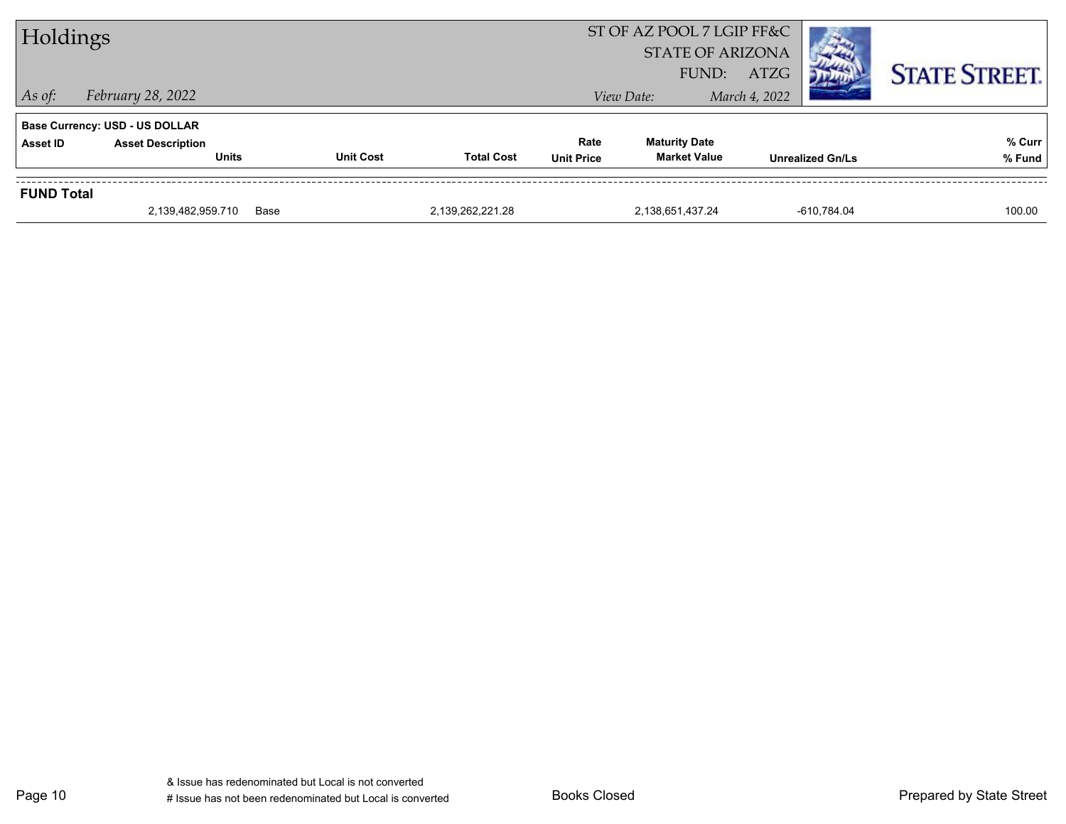# Holdings

ST OF AZ POOL 7 LGIP FF&C
STATE OF ARIZONA
FUND: ATZG

*As of:* *February 28, 2022*
*View Date:* *March 4, 2022*

**Base Currency: USD - US DOLLAR**

| Asset ID | Asset Description / Units | | Unit Cost | Total Cost | Rate / Unit Price | Maturity Date / Market Value | Unrealized Gn/Ls | % Curr / % Fund |
|---|---|---|---|---|---|---|---|---|
| **FUND Total** | | | | | | | | |
| | 2,139,482,959.710 | Base | | 2,139,262,221.28 | | 2,138,651,437.24 | -610,784.04 | 100.00 |

& Issue has redenominated but Local is not converted
# Issue has not been redenominated but Local is converted

Books Closed

Prepared by State Street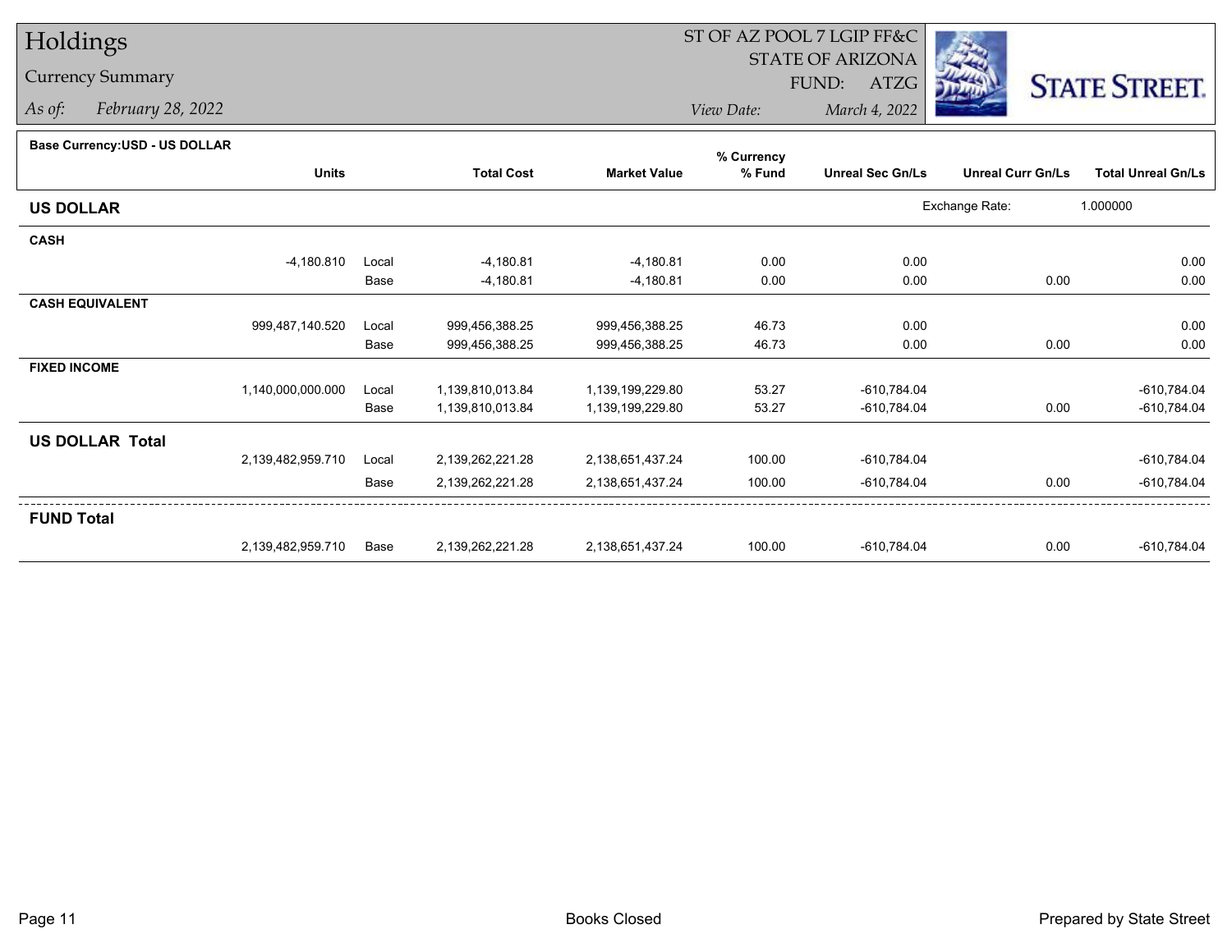# Holdings

## Currency Summary

*As of:* *February 28, 2022*

ST OF AZ POOL 7 LGIP FF&C
STATE OF ARIZONA
FUND: ATZG

*View Date:* *March 4, 2022*

**Base Currency:USD - US DOLLAR**

| | Units | | Total Cost | Market Value | % Currency % Fund | Unreal Sec Gn/Ls | Unreal Curr Gn/Ls | Total Unreal Gn/Ls |
|---|---|---|---|---|---|---|---|---|
| **US DOLLAR** | | | | | | Exchange Rate: | 1.000000 | |
| **CASH** | | | | | | | | |
| | -4,180.810 | Local | -4,180.81 | -4,180.81 | 0.00 | 0.00 | | 0.00 |
| | | Base | -4,180.81 | -4,180.81 | 0.00 | 0.00 | 0.00 | 0.00 |
| **CASH EQUIVALENT** | | | | | | | | |
| | 999,487,140.520 | Local | 999,456,388.25 | 999,456,388.25 | 46.73 | 0.00 | | 0.00 |
| | | Base | 999,456,388.25 | 999,456,388.25 | 46.73 | 0.00 | 0.00 | 0.00 |
| **FIXED INCOME** | | | | | | | | |
| | 1,140,000,000.000 | Local | 1,139,810,013.84 | 1,139,199,229.80 | 53.27 | -610,784.04 | | -610,784.04 |
| | | Base | 1,139,810,013.84 | 1,139,199,229.80 | 53.27 | -610,784.04 | 0.00 | -610,784.04 |
| **US DOLLAR Total** | | | | | | | | |
| | 2,139,482,959.710 | Local | 2,139,262,221.28 | 2,138,651,437.24 | 100.00 | -610,784.04 | | -610,784.04 |
| | | Base | 2,139,262,221.28 | 2,138,651,437.24 | 100.00 | -610,784.04 | 0.00 | -610,784.04 |
| **FUND Total** | | | | | | | | |
| | 2,139,482,959.710 | Base | 2,139,262,221.28 | 2,138,651,437.24 | 100.00 | -610,784.04 | 0.00 | -610,784.04 |

Books Closed

Prepared by State Street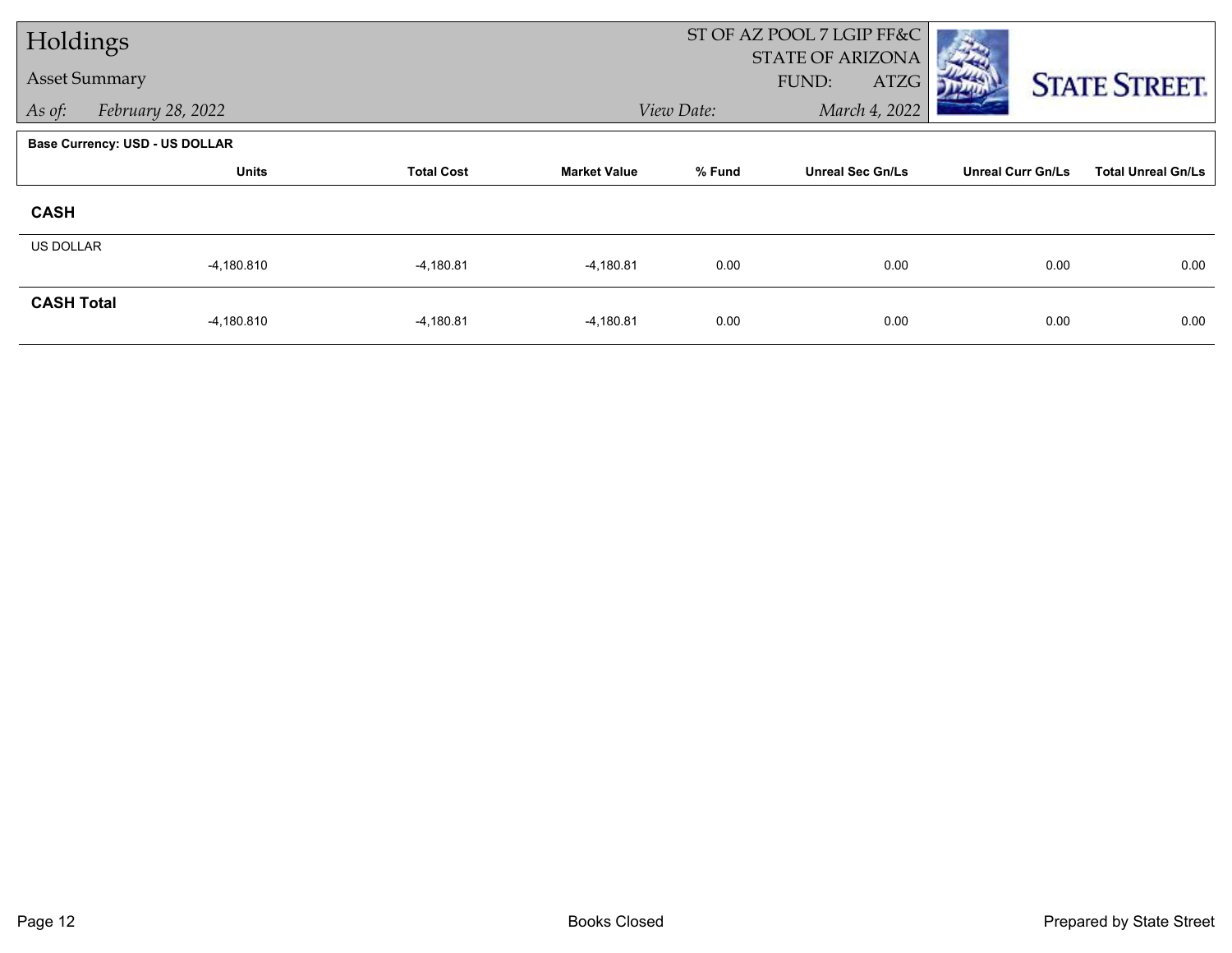# Holdings

## Asset Summary

*As of:* *February 28, 2022*

ST OF AZ POOL 7 LGIP FF&C
STATE OF ARIZONA
FUND: ATZG
*View Date:* *March 4, 2022*

**Base Currency: USD - US DOLLAR**

| | Units | Total Cost | Market Value | % Fund | Unreal Sec Gn/Ls | Unreal Curr Gn/Ls | Total Unreal Gn/Ls |
|---|---|---|---|---|---|---|---|
| **CASH** | | | | | | | |
| US DOLLAR | -4,180.810 | -4,180.81 | -4,180.81 | 0.00 | 0.00 | 0.00 | 0.00 |
| **CASH Total** | -4,180.810 | -4,180.81 | -4,180.81 | 0.00 | 0.00 | 0.00 | 0.00 |

Books Closed

Prepared by State Street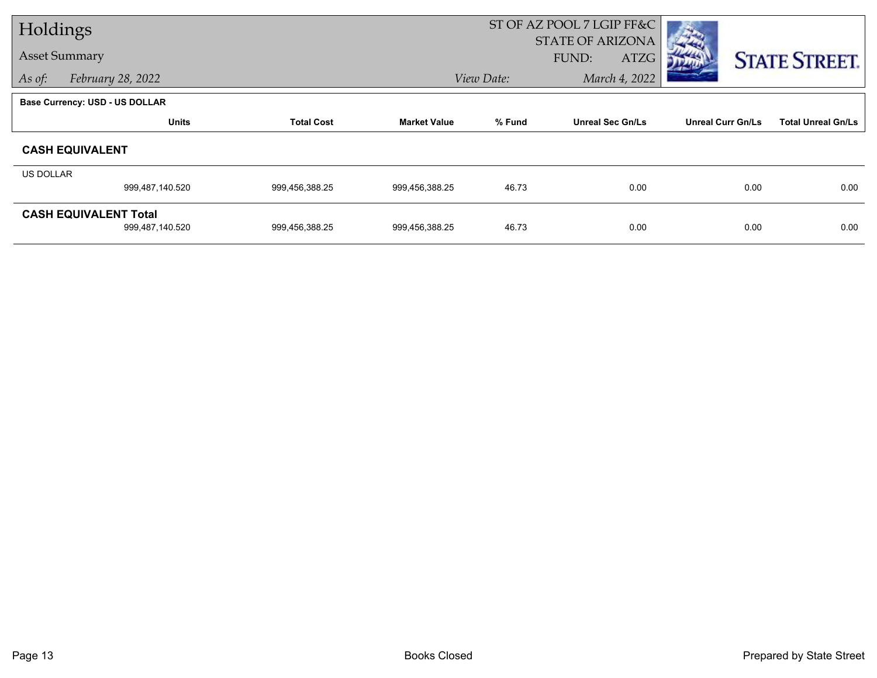# Holdings

## Asset Summary

*As of:* February 28, 2022

ST OF AZ POOL 7 LGIP FF&C
STATE OF ARIZONA
FUND: ATZG
*View Date:* March 4, 2022

**Base Currency: USD - US DOLLAR**

| | Units | Total Cost | Market Value | % Fund | Unreal Sec Gn/Ls | Unreal Curr Gn/Ls | Total Unreal Gn/Ls |
|---|---|---|---|---|---|---|---|
| **CASH EQUIVALENT** | | | | | | | |
| US DOLLAR | 999,487,140.520 | 999,456,388.25 | 999,456,388.25 | 46.73 | 0.00 | 0.00 | 0.00 |
| **CASH EQUIVALENT Total** | 999,487,140.520 | 999,456,388.25 | 999,456,388.25 | 46.73 | 0.00 | 0.00 | 0.00 |

Books Closed

Prepared by State Street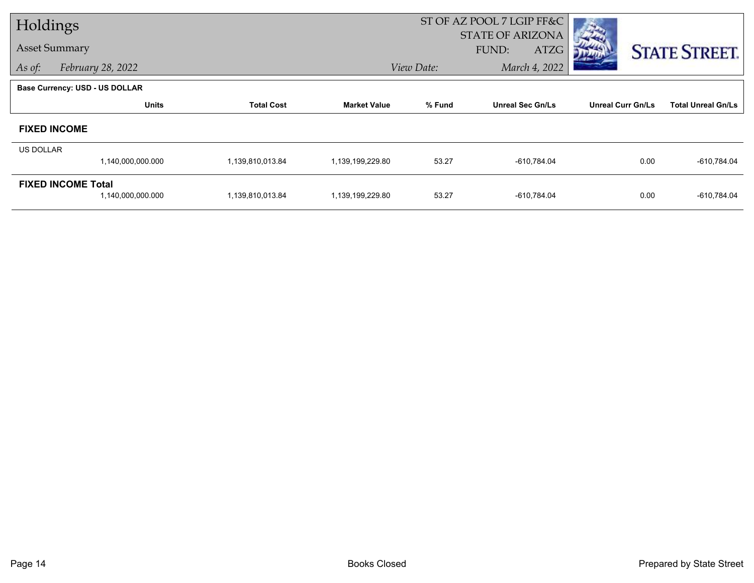# Holdings

## Asset Summary

*As of:* February 28, 2022

ST OF AZ POOL 7 LGIP FF&C
STATE OF ARIZONA
FUND: ATZG

*View Date:* March 4, 2022

**Base Currency: USD - US DOLLAR**

| | Units | Total Cost | Market Value | % Fund | Unreal Sec Gn/Ls | Unreal Curr Gn/Ls | Total Unreal Gn/Ls |
|---|---|---|---|---|---|---|---|
| **FIXED INCOME** | | | | | | | |
| US DOLLAR | 1,140,000,000.000 | 1,139,810,013.84 | 1,139,199,229.80 | 53.27 | -610,784.04 | 0.00 | -610,784.04 |
| **FIXED INCOME Total** | 1,140,000,000.000 | 1,139,810,013.84 | 1,139,199,229.80 | 53.27 | -610,784.04 | 0.00 | -610,784.04 |

Books Closed

Prepared by State Street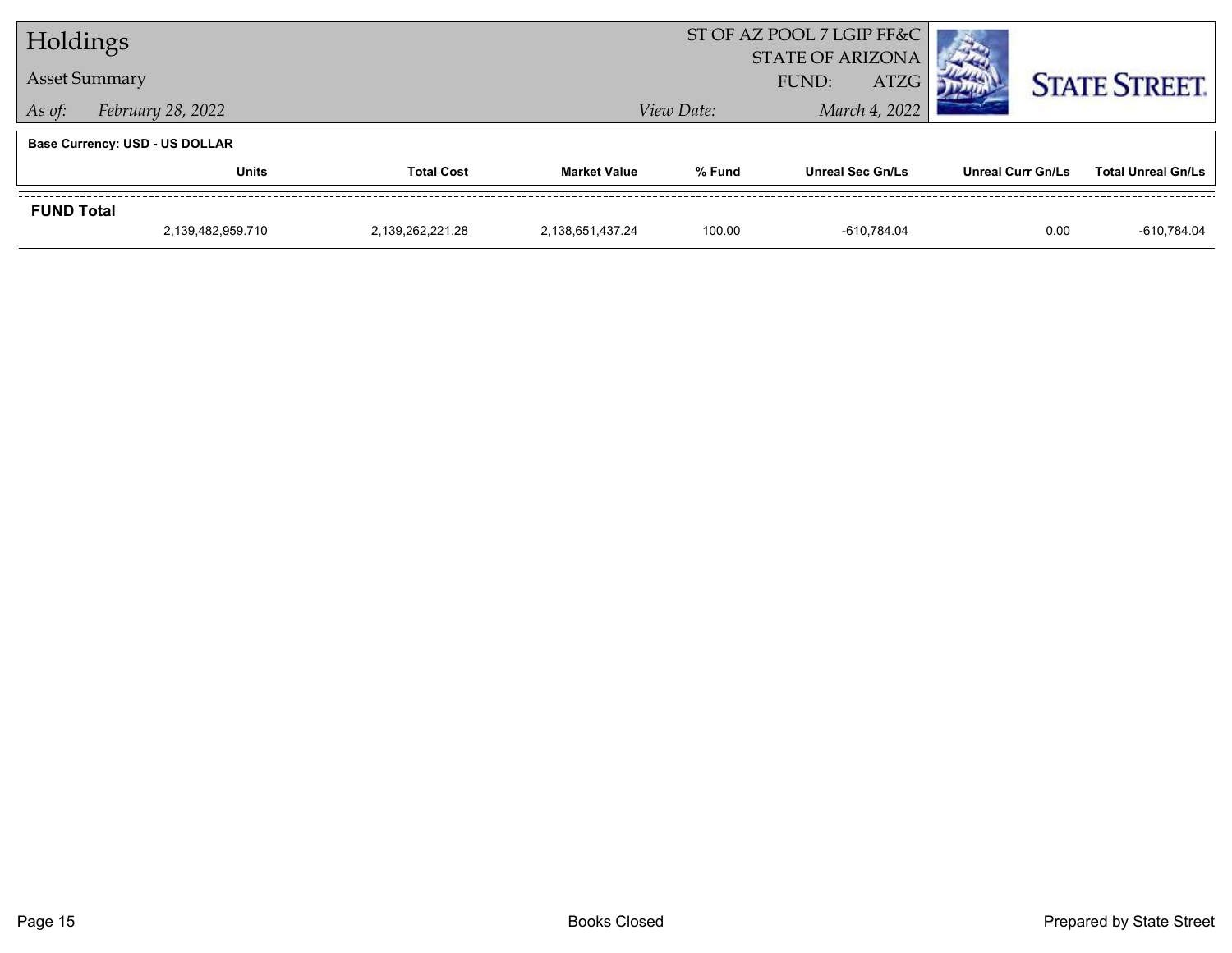# Holdings

## Asset Summary

*As of:* *February 28, 2022*

ST OF AZ POOL 7 LGIP FF&C
STATE OF ARIZONA
FUND: ATZG

*View Date:* *March 4, 2022*

**Base Currency: USD - US DOLLAR**

| | Units | Total Cost | Market Value | % Fund | Unreal Sec Gn/Ls | Unreal Curr Gn/Ls | Total Unreal Gn/Ls |
|---|---|---|---|---|---|---|---|
| **FUND Total** | | | | | | | |
| | 2,139,482,959.710 | 2,139,262,221.28 | 2,138,651,437.24 | 100.00 | -610,784.04 | 0.00 | -610,784.04 |

Books Closed

Prepared by State Street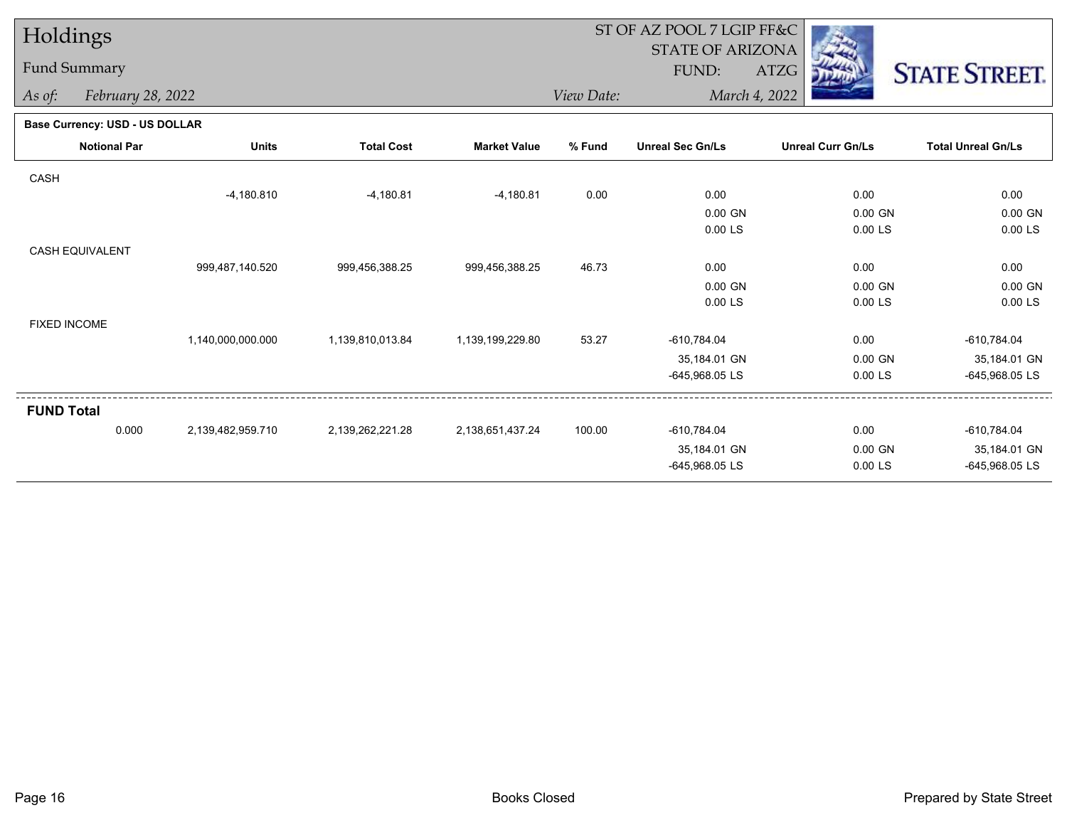# Holdings

Fund Summary

*As of:* *February 28, 2022*

ST OF AZ POOL 7 LGIP FF&C
STATE OF ARIZONA
FUND: ATZG

*View Date:* *March 4, 2022*

STATE STREET.

**Base Currency: USD - US DOLLAR**

| Notional Par | Units | Total Cost | Market Value | % Fund | Unreal Sec Gn/Ls | Unreal Curr Gn/Ls | Total Unreal Gn/Ls |
|---|---|---|---|---|---|---|---|
| CASH | | | | | | | |
| | -4,180.810 | -4,180.81 | -4,180.81 | 0.00 | 0.00 | 0.00 | 0.00 |
| | | | | | 0.00 GN | 0.00 GN | 0.00 GN |
| | | | | | 0.00 LS | 0.00 LS | 0.00 LS |
| CASH EQUIVALENT | | | | | | | |
| | 999,487,140.520 | 999,456,388.25 | 999,456,388.25 | 46.73 | 0.00 | 0.00 | 0.00 |
| | | | | | 0.00 GN | 0.00 GN | 0.00 GN |
| | | | | | 0.00 LS | 0.00 LS | 0.00 LS |
| FIXED INCOME | | | | | | | |
| | 1,140,000,000.000 | 1,139,810,013.84 | 1,139,199,229.80 | 53.27 | -610,784.04 | 0.00 | -610,784.04 |
| | | | | | 35,184.01 GN | 0.00 GN | 35,184.01 GN |
| | | | | | -645,968.05 LS | 0.00 LS | -645,968.05 LS |
| **FUND Total** | | | | | | | |
| 0.000 | 2,139,482,959.710 | 2,139,262,221.28 | 2,138,651,437.24 | 100.00 | -610,784.04 | 0.00 | -610,784.04 |
| | | | | | 35,184.01 GN | 0.00 GN | 35,184.01 GN |
| | | | | | -645,968.05 LS | 0.00 LS | -645,968.05 LS |

Books Closed

Prepared by State Street